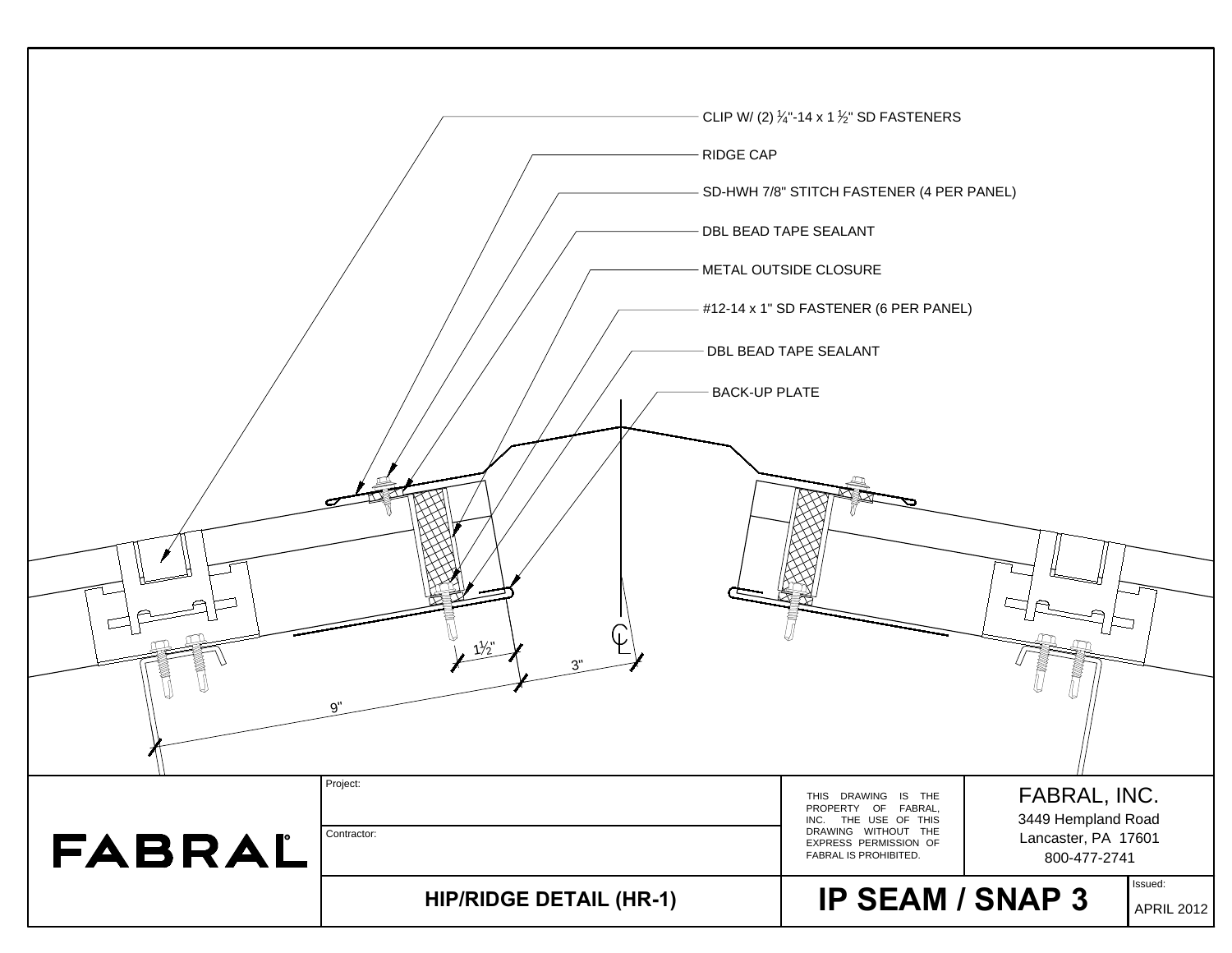CLIP W/ (2) ¼"-14 x 1 ½" SD FASTENERS

RIDGE CAP

SD-HWH 7/8" STITCH FASTENER (4 PER PANEL)

DBL BEAD TAPE SEALANT

METAL OUTSIDE CLOSURE

#12-14 x 1" SD FASTENER (6 PER PANEL)

DBL BEAD TAPE SEALANT

BACK-UP PLATE

1½"

3"

9"

CL

| | Project: | THIS DRAWING IS THE PROPERTY OF FABRAL, INC. THE USE OF THIS DRAWING WITHOUT THE EXPRESS PERMISSION OF FABRAL IS PROHIBITED. | FABRAL, INC. 3449 Hempland Road Lancaster, PA 17601 800-477-2741 |
|---|---|---|---|
| FABRAL | Contractor: | | |
| | **HIP/RIDGE DETAIL (HR-1)** | **IP SEAM / SNAP 3** | Issued: APRIL 2012 |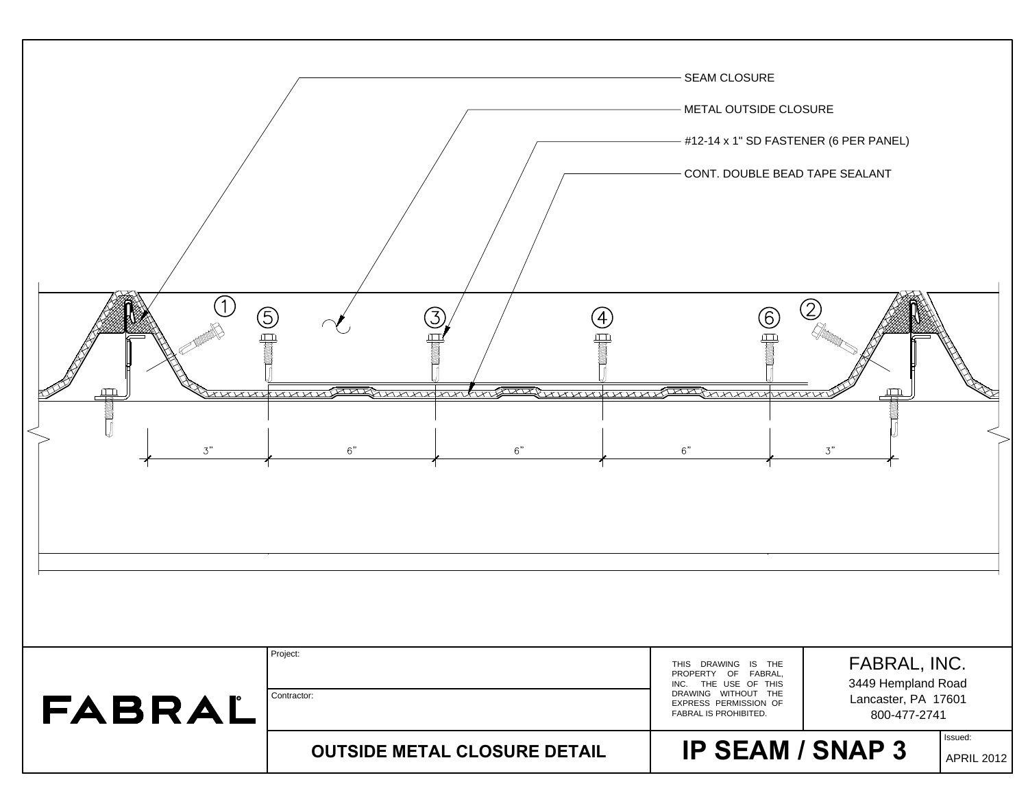SEAM CLOSURE

METAL OUTSIDE CLOSURE

#12-14 x 1" SD FASTENER (6 PER PANEL)

CONT. DOUBLE BEAD TAPE SEALANT

① ⑤ ③ ④ ⑥ ②

3" 6" 6" 6" 3"

FABRAL

Project:

Contractor:

THIS DRAWING IS THE PROPERTY OF FABRAL, INC. THE USE OF THIS DRAWING WITHOUT THE EXPRESS PERMISSION OF FABRAL IS PROHIBITED.

FABRAL, INC.
3449 Hempland Road
Lancaster, PA 17601
800-477-2741

**OUTSIDE METAL CLOSURE DETAIL**

**IP SEAM / SNAP 3**

Issued:
APRIL 2012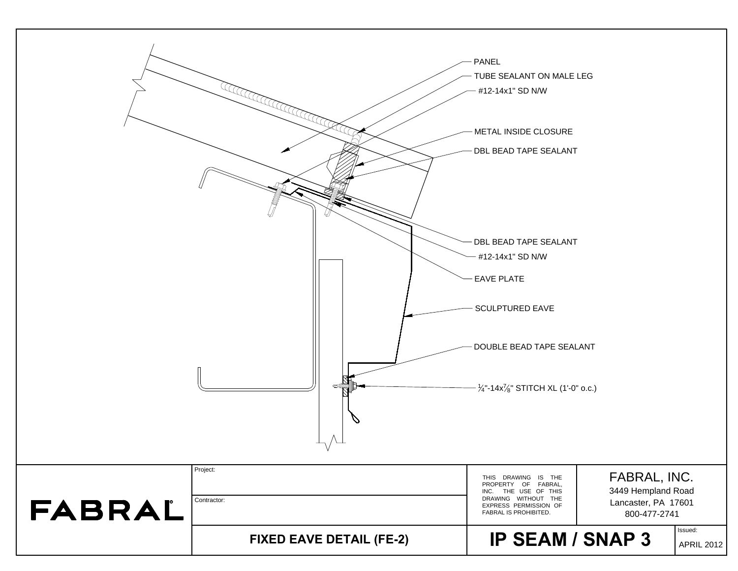- PANEL
- TUBE SEALANT ON MALE LEG
- #12-14x1" SD N/W
- METAL INSIDE CLOSURE
- DBL BEAD TAPE SEALANT
- DBL BEAD TAPE SEALANT
- #12-14x1" SD N/W
- EAVE PLATE
- SCULPTURED EAVE
- DOUBLE BEAD TAPE SEALANT
- $\frac{1}{4}$"-14x$\frac{7}{8}$" STITCH XL (1'-0" o.c.)

| | | | |
|---|---|---|---|
| **FABRAL** | Project: | THIS DRAWING IS THE PROPERTY OF FABRAL, INC. THE USE OF THIS DRAWING WITHOUT THE EXPRESS PERMISSION OF FABRAL IS PROHIBITED. | FABRAL, INC.<br>3449 Hempland Road<br>Lancaster, PA 17601<br>800-477-2741 |
| | Contractor: | | |
| | **FIXED EAVE DETAIL (FE-2)** | **IP SEAM / SNAP 3** | Issued: APRIL 2012 |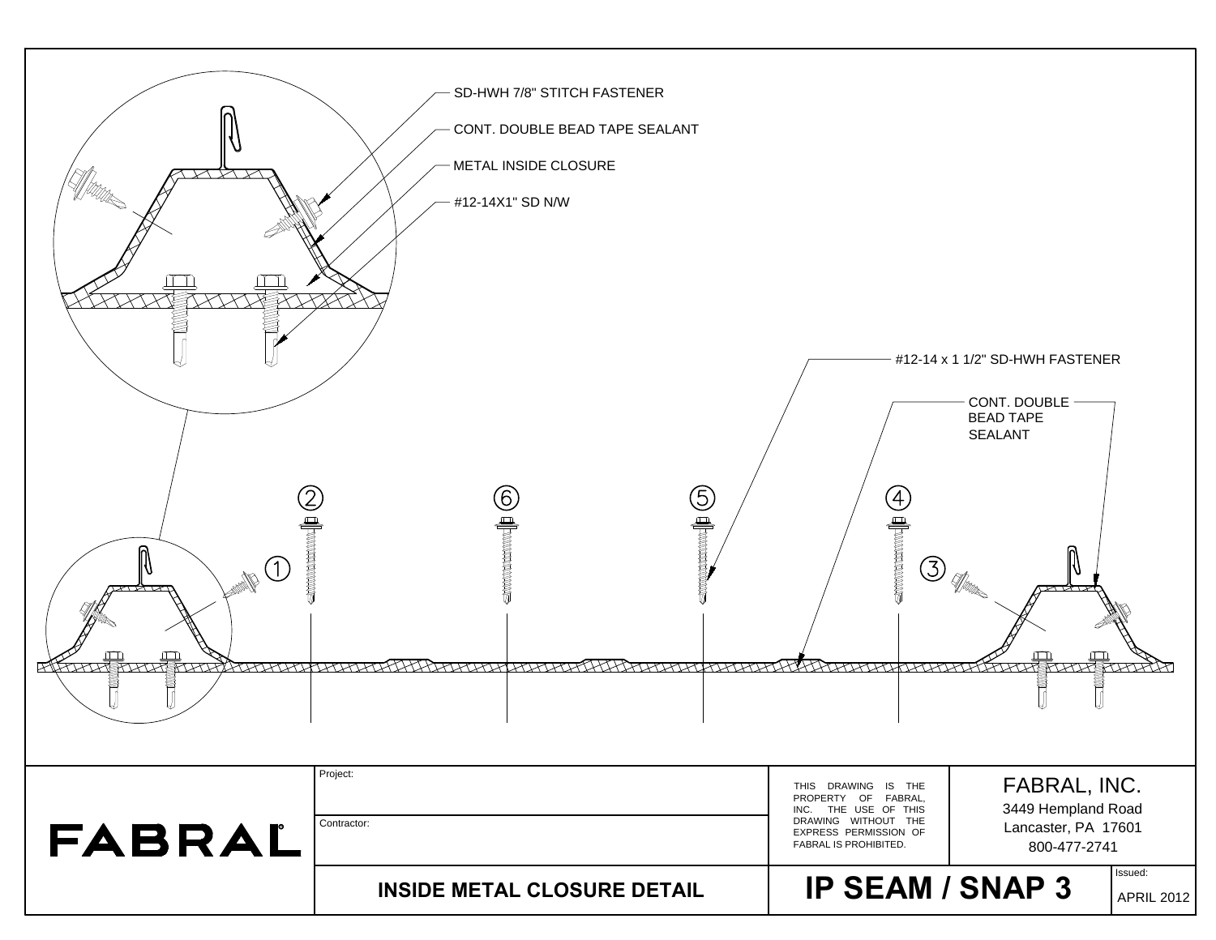SD-HWH 7/8" STITCH FASTENER

CONT. DOUBLE BEAD TAPE SEALANT

METAL INSIDE CLOSURE

#12-14X1" SD N/W

#12-14 x 1 1/2" SD-HWH FASTENER

CONT. DOUBLE BEAD TAPE SEALANT

① ② ③ ④ ⑤ ⑥

| **FABRAL** | Project: | THIS DRAWING IS THE PROPERTY OF FABRAL, INC. THE USE OF THIS DRAWING WITHOUT THE EXPRESS PERMISSION OF FABRAL IS PROHIBITED. | FABRAL, INC. 3449 Hempland Road Lancaster, PA 17601 800-477-2741 | |
|---|---|---|---|---|
| | Contractor: | | | |
| | **INSIDE METAL CLOSURE DETAIL** | **IP SEAM / SNAP 3** | | Issued: APRIL 2012 |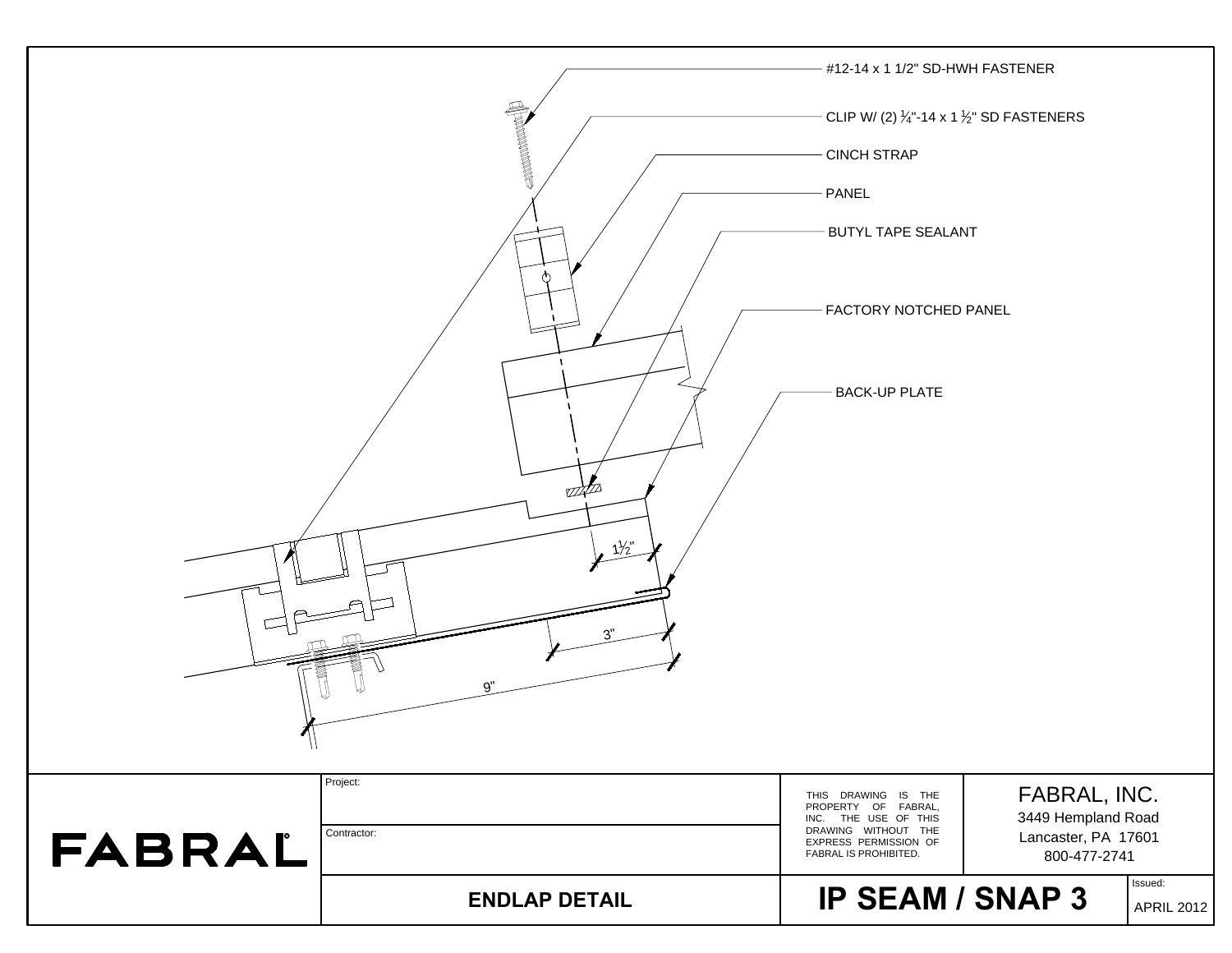#12-14 x 1 1/2" SD-HWH FASTENER

CLIP W/ (2) ¼"-14 x 1 ½" SD FASTENERS

CINCH STRAP

PANEL

BUTYL TAPE SEALANT

FACTORY NOTCHED PANEL

BACK-UP PLATE

1½"

3"

9"

| | Project: | THIS DRAWING IS THE PROPERTY OF FABRAL, INC. THE USE OF THIS DRAWING WITHOUT THE EXPRESS PERMISSION OF FABRAL IS PROHIBITED. | FABRAL, INC. 3449 Hempland Road Lancaster, PA 17601 800-477-2741 | |
|---|---|---|---|---|
| FABRAL | Contractor: | | | |
| | **ENDLAP DETAIL** | **IP SEAM / SNAP 3** | | Issued: APRIL 2012 |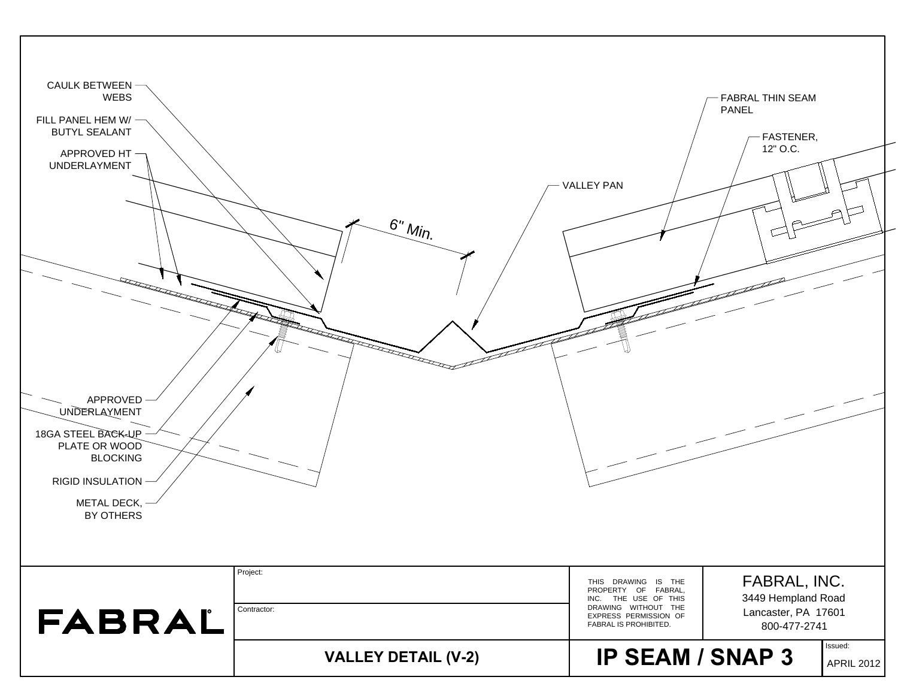CAULK BETWEEN WEBS

FILL PANEL HEM W/ BUTYL SEALANT

APPROVED HT UNDERLAYMENT

6" Min.

VALLEY PAN

FABRAL THIN SEAM PANEL

FASTENER, 12" O.C.

APPROVED UNDERLAYMENT

18GA STEEL BACK-UP PLATE OR WOOD BLOCKING

RIGID INSULATION

METAL DECK, BY OTHERS

| FABRAL | Project: | THIS DRAWING IS THE PROPERTY OF FABRAL, INC. THE USE OF THIS DRAWING WITHOUT THE EXPRESS PERMISSION OF FABRAL IS PROHIBITED. | FABRAL, INC.<br>3449 Hempland Road<br>Lancaster, PA 17601<br>800-477-2741 | |
|---|---|---|---|---|
| | Contractor: | | | |
| | **VALLEY DETAIL (V-2)** | **IP SEAM / SNAP 3** | | Issued: APRIL 2012 |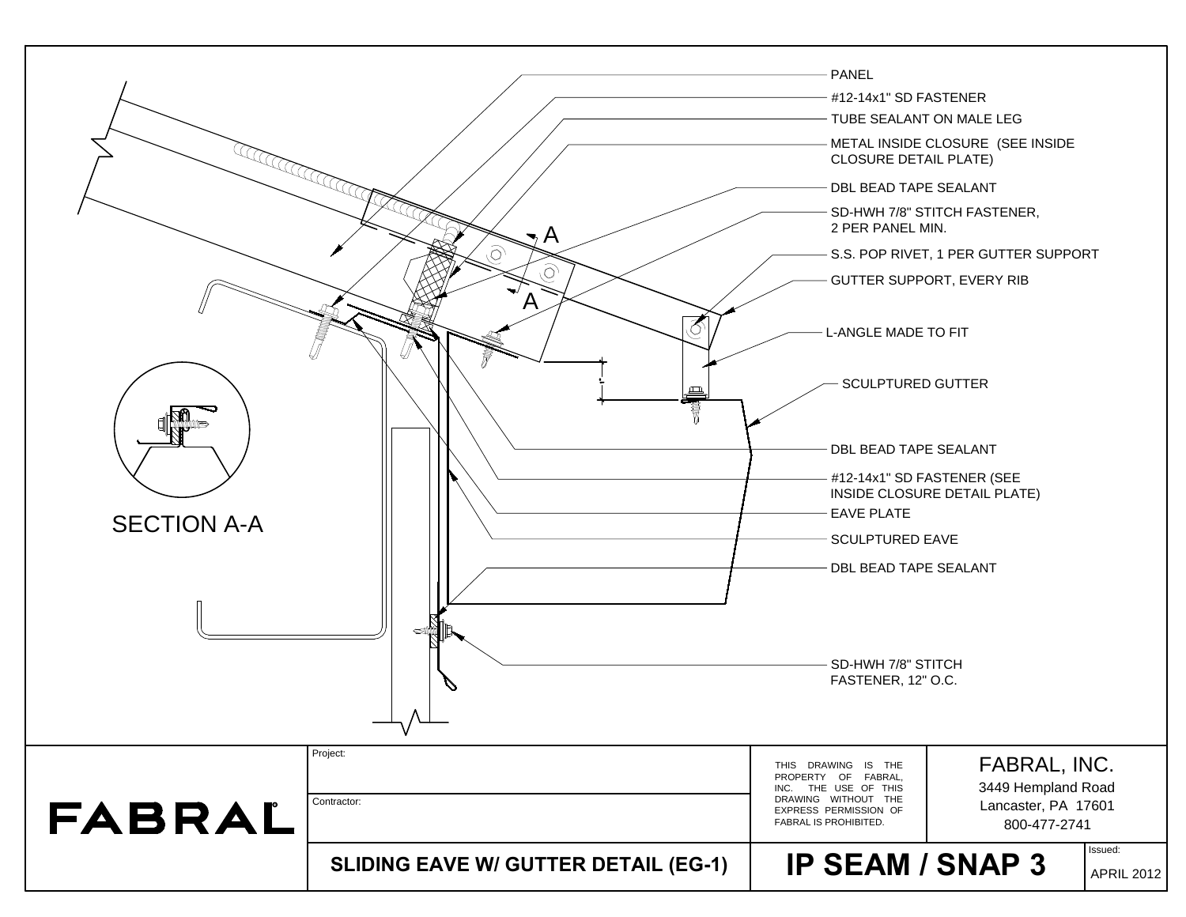PANEL

#12-14x1" SD FASTENER

TUBE SEALANT ON MALE LEG

METAL INSIDE CLOSURE (SEE INSIDE CLOSURE DETAIL PLATE)

DBL BEAD TAPE SEALANT

SD-HWH 7/8" STITCH FASTENER, 2 PER PANEL MIN.

S.S. POP RIVET, 1 PER GUTTER SUPPORT

GUTTER SUPPORT, EVERY RIB

L-ANGLE MADE TO FIT

SCULPTURED GUTTER

DBL BEAD TAPE SEALANT

#12-14x1" SD FASTENER (SEE INSIDE CLOSURE DETAIL PLATE)

EAVE PLATE

SCULPTURED EAVE

DBL BEAD TAPE SEALANT

SD-HWH 7/8" STITCH FASTENER, 12" O.C.

A

A

1"

SECTION A-A

FABRAL

Project:

Contractor:

THIS DRAWING IS THE PROPERTY OF FABRAL, INC. THE USE OF THIS DRAWING WITHOUT THE EXPRESS PERMISSION OF FABRAL IS PROHIBITED.

FABRAL, INC.
3449 Hempland Road
Lancaster, PA 17601
800-477-2741

**SLIDING EAVE W/ GUTTER DETAIL (EG-1)**

**IP SEAM / SNAP 3**

Issued: APRIL 2012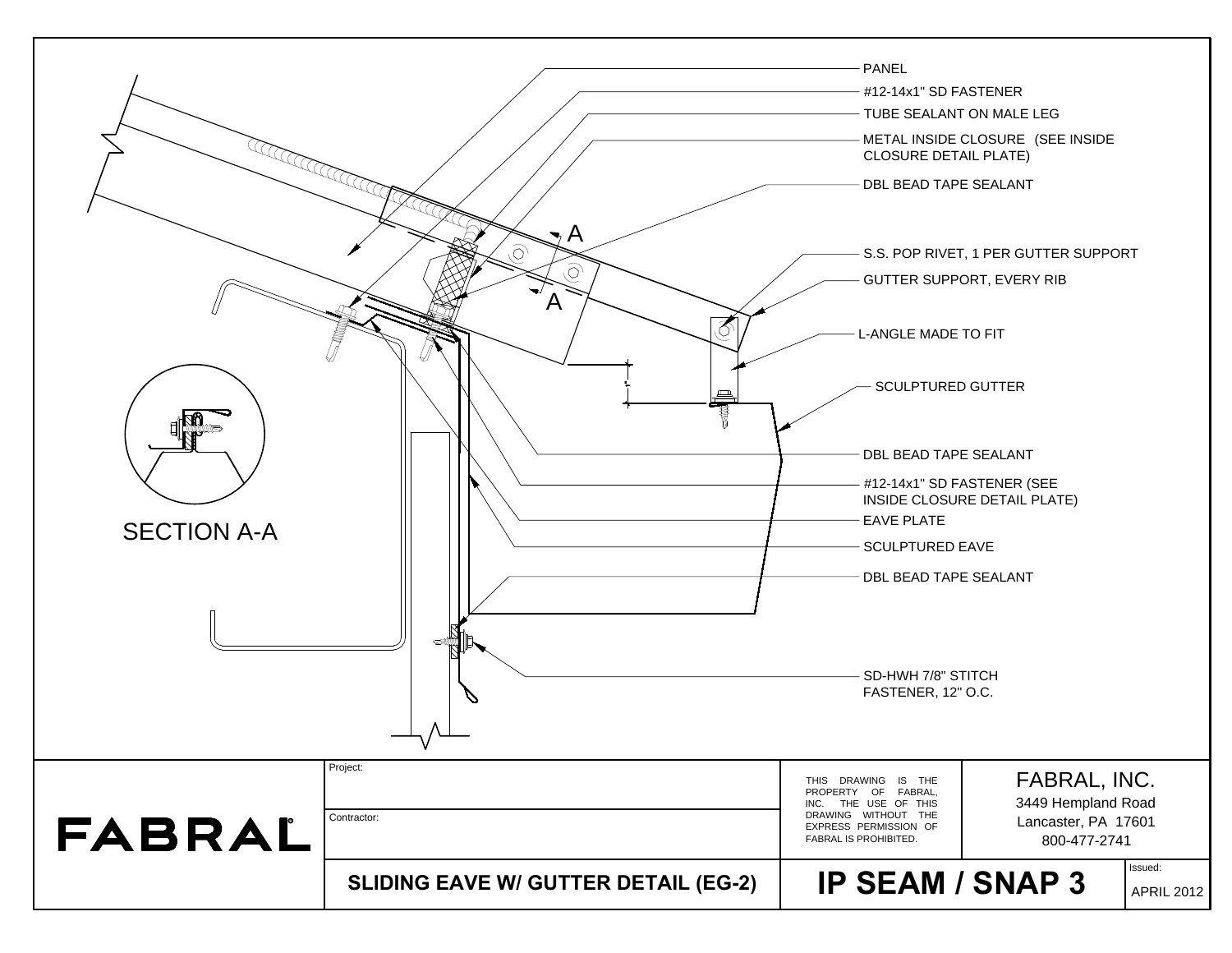PANEL

#12-14x1" SD FASTENER

TUBE SEALANT ON MALE LEG

METAL INSIDE CLOSURE (SEE INSIDE CLOSURE DETAIL PLATE)

DBL BEAD TAPE SEALANT

A

A

S.S. POP RIVET, 1 PER GUTTER SUPPORT

GUTTER SUPPORT, EVERY RIB

L-ANGLE MADE TO FIT

SCULPTURED GUTTER

DBL BEAD TAPE SEALANT

#12-14x1" SD FASTENER (SEE INSIDE CLOSURE DETAIL PLATE)

EAVE PLATE

SCULPTURED EAVE

DBL BEAD TAPE SEALANT

SD-HWH 7/8" STITCH FASTENER, 12" O.C.

SECTION A-A

| FABRAL | Project: | THIS DRAWING IS THE PROPERTY OF FABRAL, INC. THE USE OF THIS DRAWING WITHOUT THE EXPRESS PERMISSION OF FABRAL IS PROHIBITED. | FABRAL, INC. 3449 Hempland Road Lancaster, PA 17601 800-477-2741 |
|---|---|---|---|
| | Contractor: | | |
| | **SLIDING EAVE W/ GUTTER DETAIL (EG-2)** | **IP SEAM / SNAP 3** | Issued: APRIL 2012 |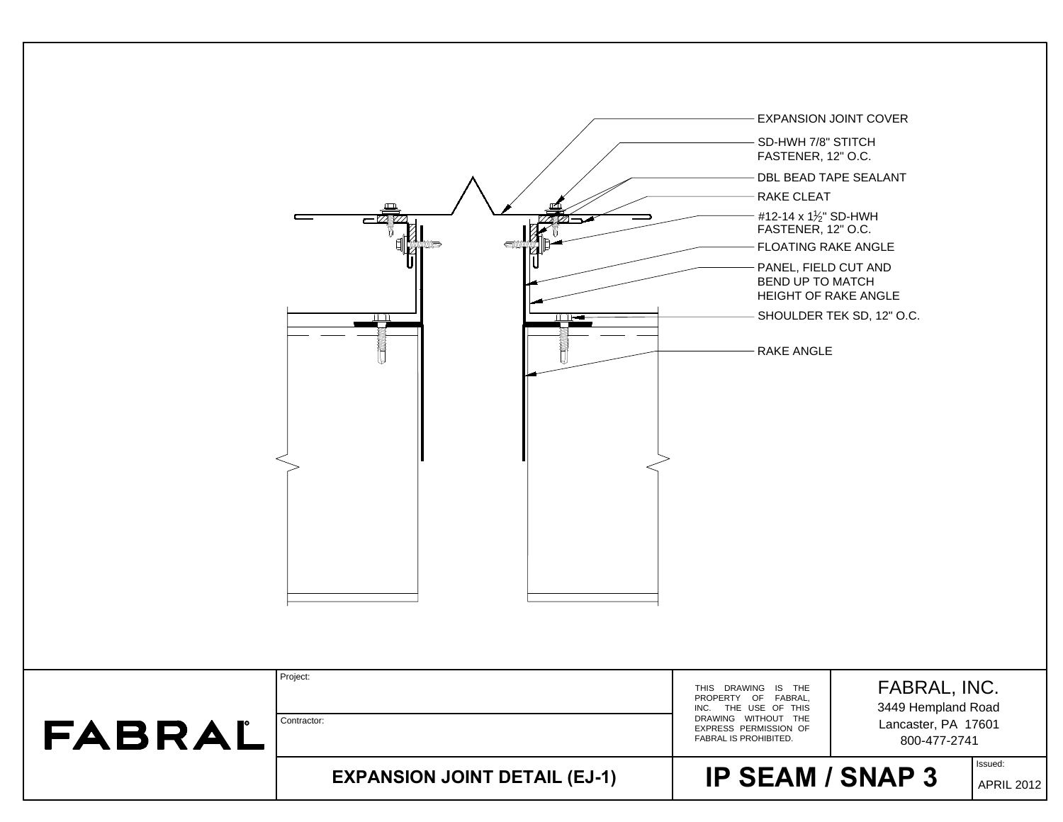EXPANSION JOINT COVER

SD-HWH 7/8" STITCH FASTENER, 12" O.C.

DBL BEAD TAPE SEALANT

RAKE CLEAT

#12-14 x 1½" SD-HWH FASTENER, 12" O.C.

FLOATING RAKE ANGLE

PANEL, FIELD CUT AND BEND UP TO MATCH HEIGHT OF RAKE ANGLE

SHOULDER TEK SD, 12" O.C.

RAKE ANGLE

| FABRAL | Project: | THIS DRAWING IS THE PROPERTY OF FABRAL, INC. THE USE OF THIS DRAWING WITHOUT THE EXPRESS PERMISSION OF FABRAL IS PROHIBITED. | FABRAL, INC. 3449 Hempland Road Lancaster, PA 17601 800-477-2741 |
|---|---|---|---|
| | Contractor: | | |
| | **EXPANSION JOINT DETAIL (EJ-1)** | **IP SEAM / SNAP 3** | Issued: APRIL 2012 |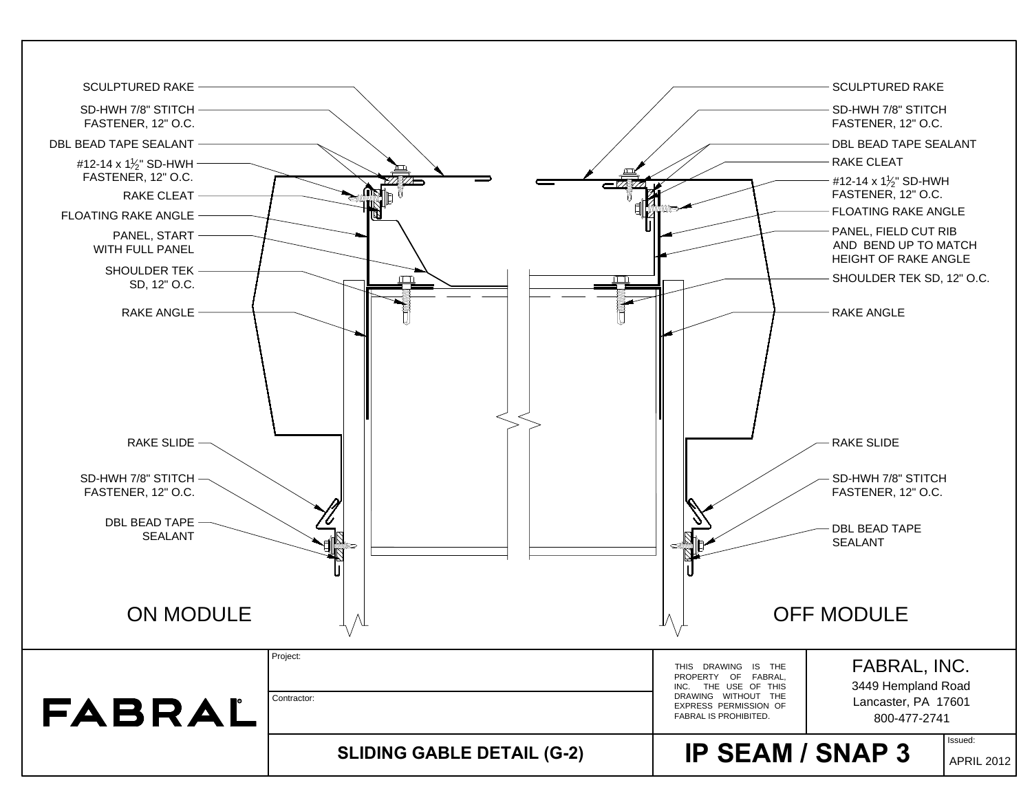## ON MODULE

- SCULPTURED RAKE
- SD-HWH 7/8" STITCH FASTENER, 12" O.C.
- DBL BEAD TAPE SEALANT
- #12-14 x 1½" SD-HWH FASTENER, 12" O.C.
- RAKE CLEAT
- FLOATING RAKE ANGLE
- PANEL, START WITH FULL PANEL
- SHOULDER TEK SD, 12" O.C.
- RAKE ANGLE
- RAKE SLIDE
- SD-HWH 7/8" STITCH FASTENER, 12" O.C.
- DBL BEAD TAPE SEALANT

## OFF MODULE

- SCULPTURED RAKE
- SD-HWH 7/8" STITCH FASTENER, 12" O.C.
- DBL BEAD TAPE SEALANT
- RAKE CLEAT
- #12-14 x 1½" SD-HWH FASTENER, 12" O.C.
- FLOATING RAKE ANGLE
- PANEL, FIELD CUT RIB AND BEND UP TO MATCH HEIGHT OF RAKE ANGLE
- SHOULDER TEK SD, 12" O.C.
- RAKE ANGLE
- RAKE SLIDE
- SD-HWH 7/8" STITCH FASTENER, 12" O.C.
- DBL BEAD TAPE SEALANT

| FABRAL | Project: | THIS DRAWING IS THE PROPERTY OF FABRAL, INC. THE USE OF THIS DRAWING WITHOUT THE EXPRESS PERMISSION OF FABRAL IS PROHIBITED. | FABRAL, INC. 3449 Hempland Road Lancaster, PA 17601 800-477-2741 |
|---|---|---|---|
| | Contractor: | | |
| | **SLIDING GABLE DETAIL (G-2)** | **IP SEAM / SNAP 3** | Issued: APRIL 2012 |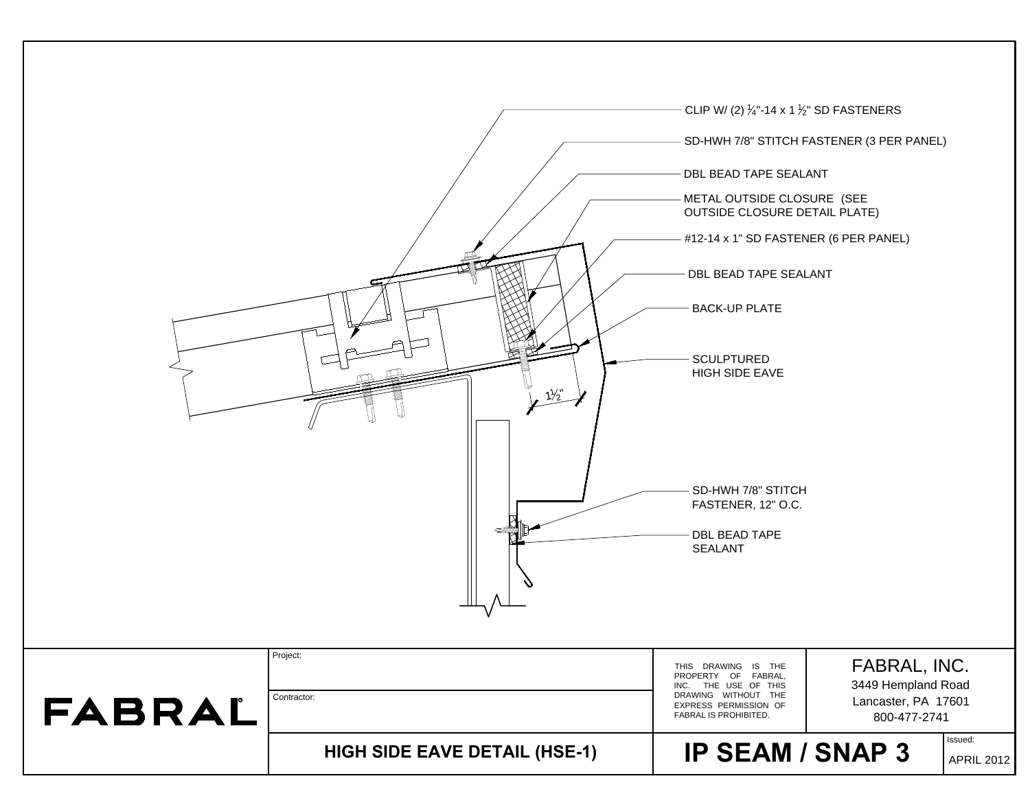CLIP W/ (2) ¼"-14 x 1 ½" SD FASTENERS

SD-HWH 7/8" STITCH FASTENER (3 PER PANEL)

DBL BEAD TAPE SEALANT

METAL OUTSIDE CLOSURE (SEE OUTSIDE CLOSURE DETAIL PLATE)

#12-14 x 1" SD FASTENER (6 PER PANEL)

DBL BEAD TAPE SEALANT

BACK-UP PLATE

SCULPTURED HIGH SIDE EAVE

1½"

SD-HWH 7/8" STITCH FASTENER, 12" O.C.

DBL BEAD TAPE SEALANT

FABRAL

Project:

Contractor:

THIS DRAWING IS THE PROPERTY OF FABRAL, INC. THE USE OF THIS DRAWING WITHOUT THE EXPRESS PERMISSION OF FABRAL IS PROHIBITED.

FABRAL, INC.
3449 Hempland Road
Lancaster, PA 17601
800-477-2741

**HIGH SIDE EAVE DETAIL (HSE-1)**

**IP SEAM / SNAP 3**

Issued: APRIL 2012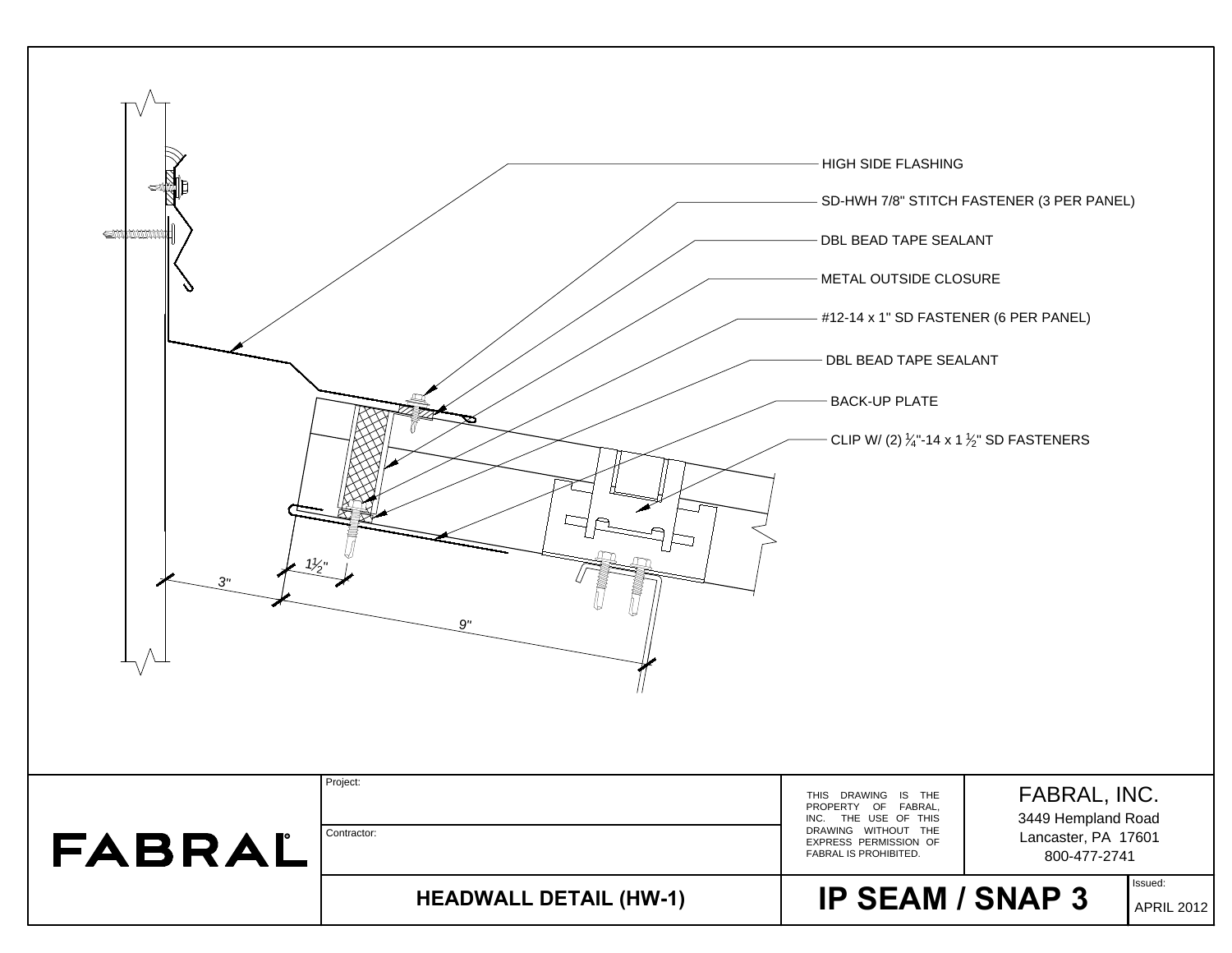- HIGH SIDE FLASHING
- SD-HWH 7/8" STITCH FASTENER (3 PER PANEL)
- DBL BEAD TAPE SEALANT
- METAL OUTSIDE CLOSURE
- #12-14 x 1" SD FASTENER (6 PER PANEL)
- DBL BEAD TAPE SEALANT
- BACK-UP PLATE
- CLIP W/ (2) ¼"-14 x 1 ½" SD FASTENERS

1½"

3"

9"

| FABRAL | Project: | THIS DRAWING IS THE PROPERTY OF FABRAL, INC. THE USE OF THIS DRAWING WITHOUT THE EXPRESS PERMISSION OF FABRAL IS PROHIBITED. | FABRAL, INC. 3449 Hempland Road Lancaster, PA 17601 800-477-2741 | |
|---|---|---|---|---|
| | Contractor: | | | |
| | **HEADWALL DETAIL (HW-1)** | **IP SEAM / SNAP 3** | | Issued: APRIL 2012 |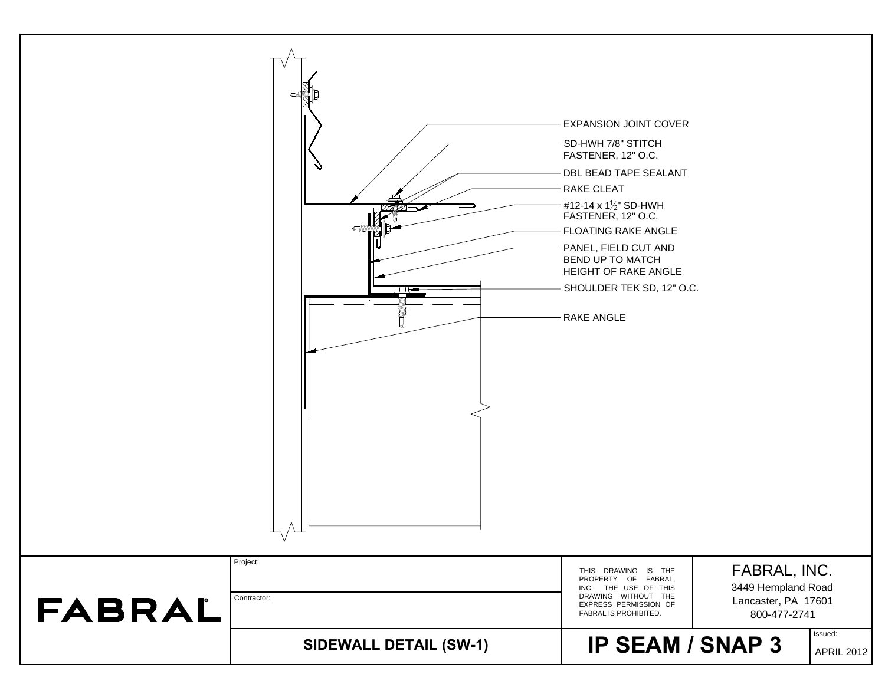EXPANSION JOINT COVER

SD-HWH 7/8" STITCH FASTENER, 12" O.C.

DBL BEAD TAPE SEALANT

RAKE CLEAT

#12-14 x 1½" SD-HWH FASTENER, 12" O.C.

FLOATING RAKE ANGLE

PANEL, FIELD CUT AND BEND UP TO MATCH HEIGHT OF RAKE ANGLE

SHOULDER TEK SD, 12" O.C.

RAKE ANGLE

FABRAL

Project:

Contractor:

THIS DRAWING IS THE PROPERTY OF FABRAL, INC. THE USE OF THIS DRAWING WITHOUT THE EXPRESS PERMISSION OF FABRAL IS PROHIBITED.

FABRAL, INC.
3449 Hempland Road
Lancaster, PA 17601
800-477-2741

**SIDEWALL DETAIL (SW-1)**

**IP SEAM / SNAP 3**

Issued:
APRIL 2012